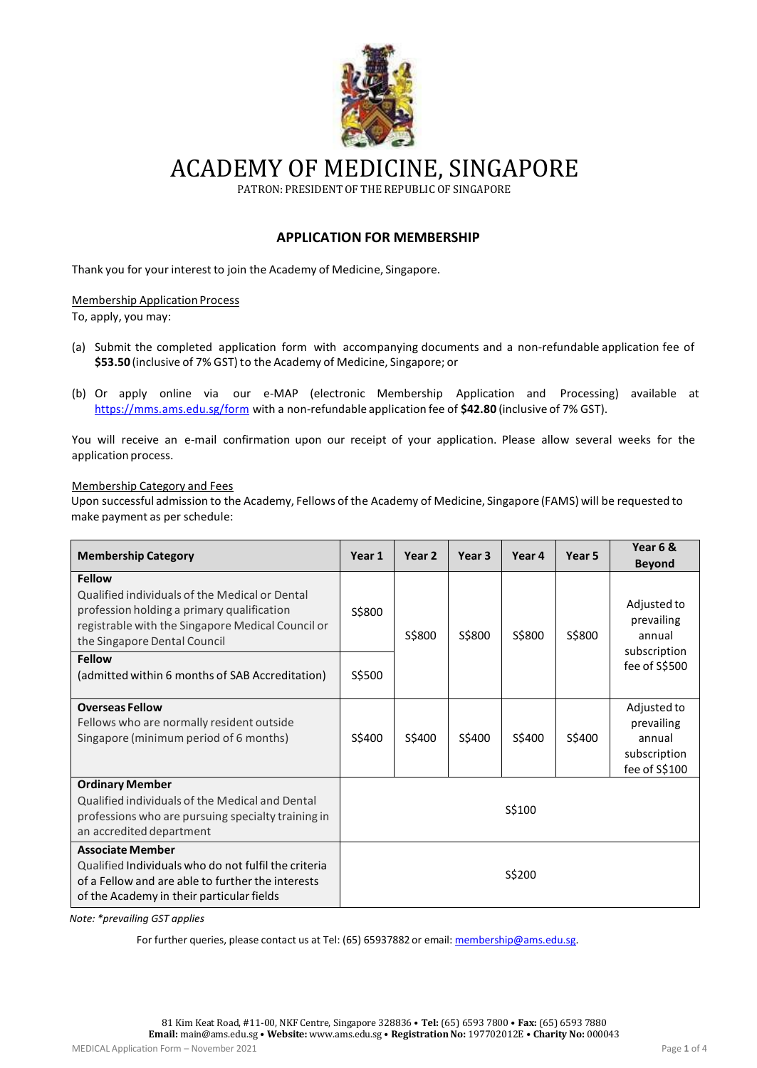# ACADEMY OF MEDICINE, SINGAPORE

PATRON: PRESIDENT OF THE REPUBLIC OF SINGAPORE

## APPLICATION FOR MEMBERSHIP

Thank you for your interest to join the Academy of Medicine, Singapore.

Membership Application Process

To, apply, you may:

(a) Submit the completed application form with accompanying documents and a non-refundable application fee of **$53.50** (inclusive of 7% GST) to the Academy of Medicine, Singapore; or

(b) Or apply online via our e-MAP (electronic Membership Application and Processing) available at https://mms.ams.edu.sg/form with a non-refundable application fee of **$42.80** (inclusive of 7% GST).

You will receive an e-mail confirmation upon our receipt of your application. Please allow several weeks for the application process.

Membership Category and Fees

Upon successful admission to the Academy, Fellows of the Academy of Medicine, Singapore (FAMS) will be requested to make payment as per schedule:

| Membership Category | Year 1 | Year 2 | Year 3 | Year 4 | Year 5 | Year 6 & Beyond |
|---|---|---|---|---|---|---|
| **Fellow** Qualified individuals of the Medical or Dental profession holding a primary qualification registrable with the Singapore Medical Council or the Singapore Dental Council | S$800 | S$800 | S$800 | S$800 | S$800 | Adjusted to prevailing annual subscription fee of S$500 |
| **Fellow** (admitted within 6 months of SAB Accreditation) | S$500 | | | | | |
| **Overseas Fellow** Fellows who are normally resident outside Singapore (minimum period of 6 months) | S$400 | S$400 | S$400 | S$400 | S$400 | Adjusted to prevailing annual subscription fee of S$100 |
| **Ordinary Member** Qualified individuals of the Medical and Dental professions who are pursuing specialty training in an accredited department | S$100 | | | | | |
| **Associate Member** Qualified Individuals who do not fulfil the criteria of a Fellow and are able to further the interests of the Academy in their particular fields | S$200 | | | | | |

*Note: \*prevailing GST applies*

For further queries, please contact us at Tel: (65) 65937882 or email: membership@ams.edu.sg.

81 Kim Keat Road, #11-00, NKF Centre, Singapore 328836 • **Tel:** (65) 6593 7800 • **Fax:** (65) 6593 7880
**Email:** main@ams.edu.sg • **Website:** www.ams.edu.sg • **Registration No:** 197702012E • **Charity No:** 000043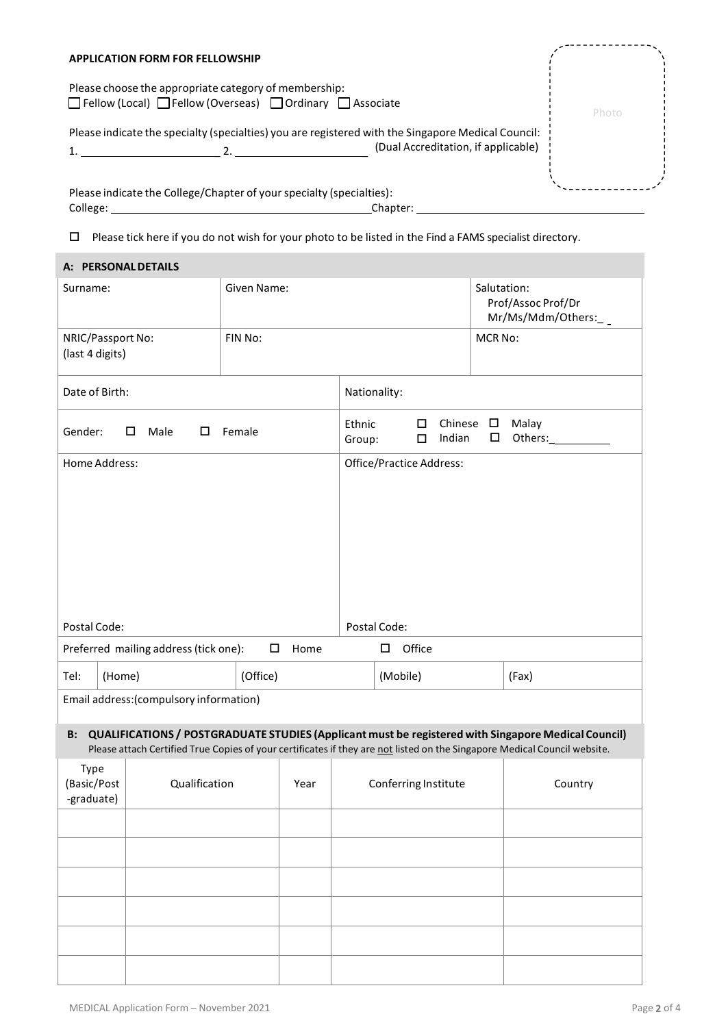**APPLICATION FORM FOR FELLOWSHIP**

Please choose the appropriate category of membership:

☐ Fellow (Local) ☐ Fellow (Overseas) ☐ Ordinary ☐ Associate

Photo

Please indicate the specialty (specialties) you are registered with the Singapore Medical Council:

1. ______________________ 2. ______________________ (Dual Accreditation, if applicable)

Please indicate the College/Chapter of your specialty (specialties):

College: ________________________________________ Chapter: ________________________________________

☐ Please tick here if you do not wish for your photo to be listed in the Find a FAMS specialist directory.

## A: PERSONAL DETAILS

| Surname: | Given Name: | Salutation: Prof/Assoc Prof/Dr Mr/Ms/Mdm/Others:_ |
|---|---|---|
| NRIC/Passport No: (last 4 digits) | FIN No: | MCR No: |

| Date of Birth: | Nationality: |
|---|---|
| Gender: ☐ Male ☐ Female | Ethnic Group: ☐ Chinese ☐ Malay ☐ Indian ☐ Others:________ |
| Home Address: | Office/Practice Address: |
| Postal Code: | Postal Code: |

Preferred mailing address (tick one): ☐ Home ☐ Office

| Tel: | (Home) | (Office) | (Mobile) | (Fax) |
|---|---|---|---|---|

Email address:(compulsory information)

## B: QUALIFICATIONS / POSTGRADUATE STUDIES (Applicant must be registered with Singapore Medical Council)

Please attach Certified True Copies of your certificates if they are not listed on the Singapore Medical Council website.

| Type (Basic/Post -graduate) | Qualification | Year | Conferring Institute | Country |
|---|---|---|---|---|
| | | | | |
| | | | | |
| | | | | |
| | | | | |
| | | | | |
| | | | | |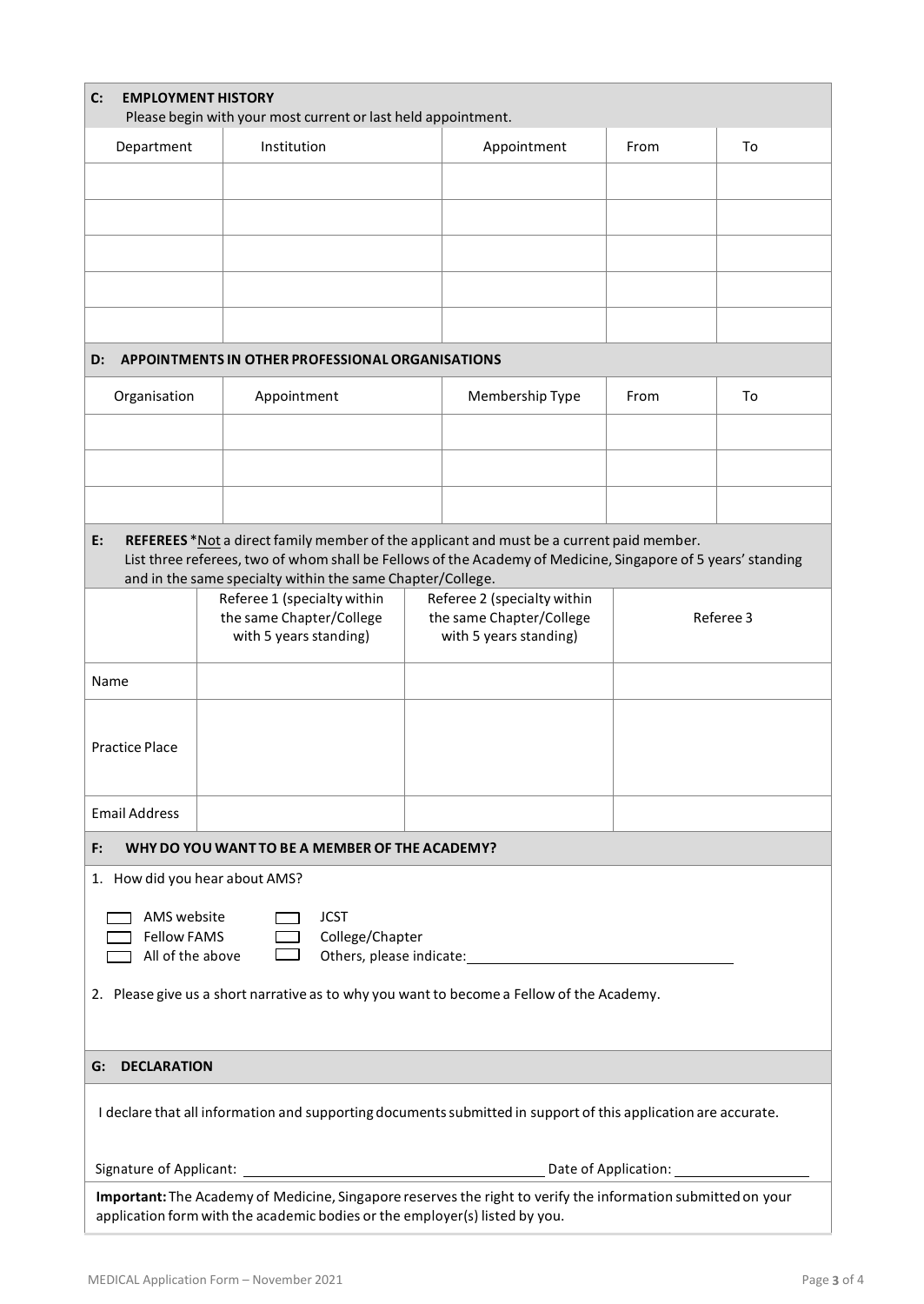## C: EMPLOYMENT HISTORY

Please begin with your most current or last held appointment.

| Department | Institution | Appointment | From | To |
|---|---|---|---|---|
| | | | | |
| | | | | |
| | | | | |
| | | | | |
| | | | | |

## D: APPOINTMENTS IN OTHER PROFESSIONAL ORGANISATIONS

| Organisation | Appointment | Membership Type | From | To |
|---|---|---|---|---|
| | | | | |
| | | | | |
| | | | | |

## E: REFEREES

**REFEREES** *Not a direct family member of the applicant and must be a current paid member.
List three referees, two of whom shall be Fellows of the Academy of Medicine, Singapore of 5 years' standing and in the same specialty within the same Chapter/College.

| | Referee 1 (specialty within the same Chapter/College with 5 years standing) | Referee 2 (specialty within the same Chapter/College with 5 years standing) | Referee 3 |
|---|---|---|---|
| Name | | | |
| Practice Place | | | |
| Email Address | | | |

## F: WHY DO YOU WANT TO BE A MEMBER OF THE ACADEMY?

1. How did you hear about AMS?

- ☐ AMS website
- ☐ Fellow FAMS
- ☐ All of the above
- ☐ JCST
- ☐ College/Chapter
- ☐ Others, please indicate: ______________________________

2. Please give us a short narrative as to why you want to become a Fellow of the Academy.

## G: DECLARATION

I declare that all information and supporting documents submitted in support of this application are accurate.

Signature of Applicant: ______________________________ Date of Application: ________________

**Important:** The Academy of Medicine, Singapore reserves the right to verify the information submitted on your application form with the academic bodies or the employer(s) listed by you.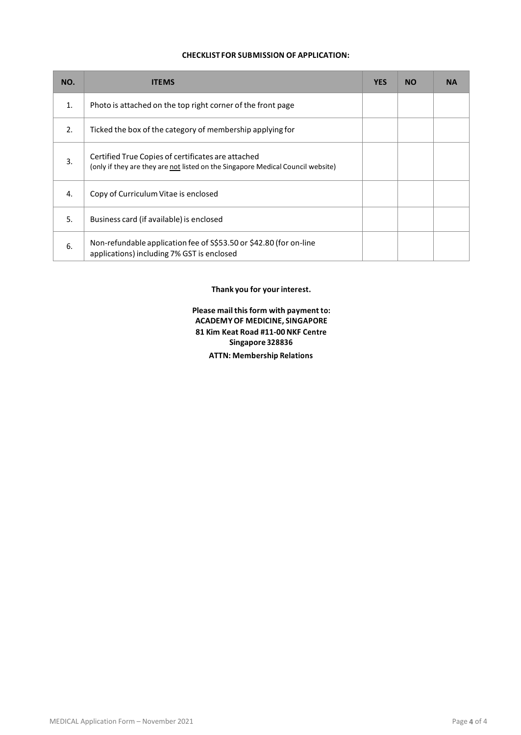**CHECKLIST FOR SUBMISSION OF APPLICATION:**

| NO. | ITEMS | YES | NO | NA |
|---|---|---|---|---|
| 1. | Photo is attached on the top right corner of the front page | | | |
| 2. | Ticked the box of the category of membership applying for | | | |
| 3. | Certified True Copies of certificates are attached (only if they are they are not listed on the Singapore Medical Council website) | | | |
| 4. | Copy of Curriculum Vitae is enclosed | | | |
| 5. | Business card (if available) is enclosed | | | |
| 6. | Non-refundable application fee of S$53.50 or $42.80 (for on-line applications) including 7% GST is enclosed | | | |

**Thank you for your interest.**

**Please mail this form with payment to:**
**ACADEMY OF MEDICINE, SINGAPORE**
**81 Kim Keat Road #11-00 NKF Centre**
**Singapore 328836**
**ATTN: Membership Relations**

MEDICAL Application Form – November 2021